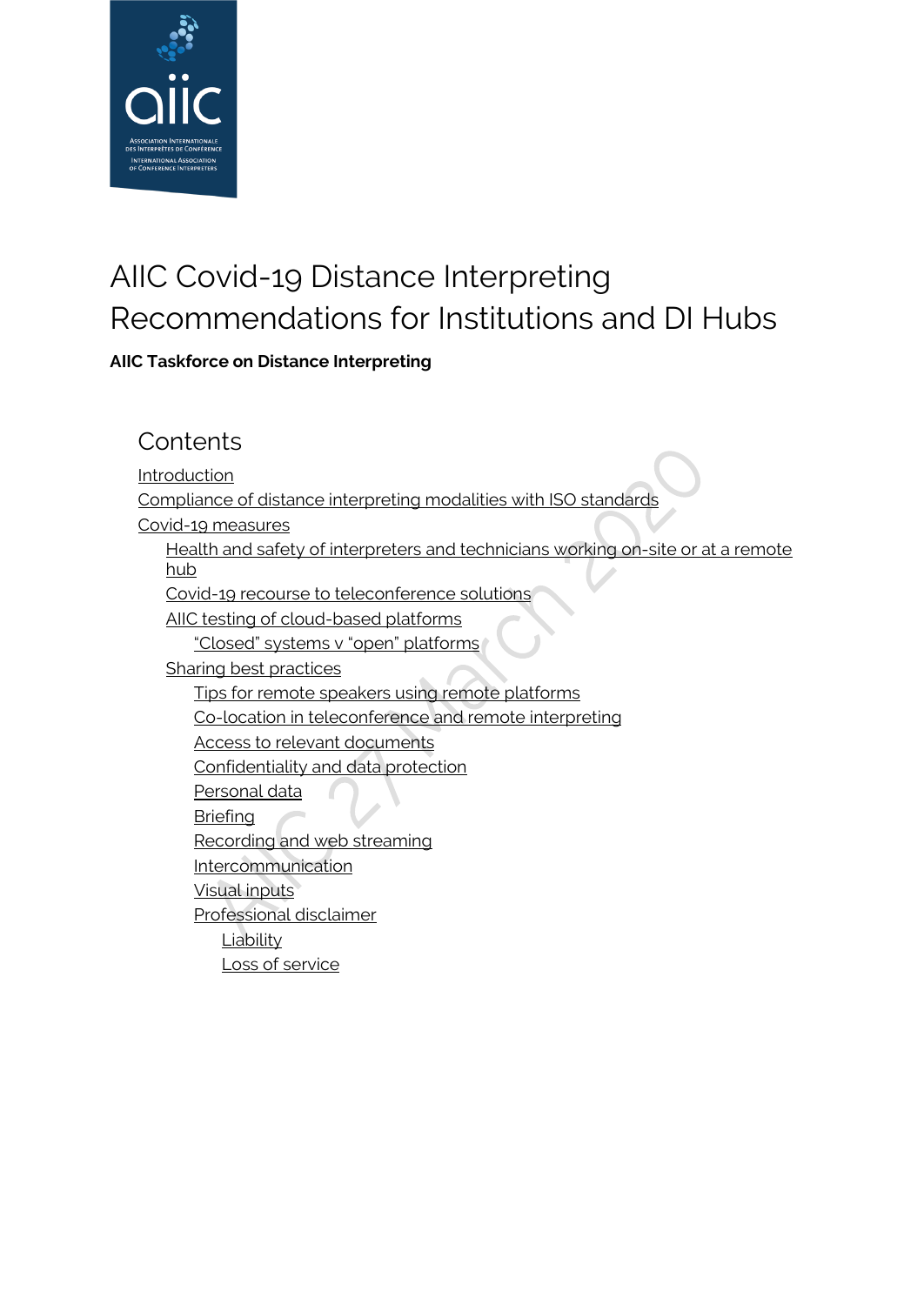# AIIC Covid-19 Distance Interpreting Recommendations for Institutions and DI Hubs

**AIIC Taskforce on Distance Interpreting**

## Contents

- Introduction
- Compliance of distance interpreting modalities with ISO standards
- Covid-19 measures
  - Health and safety of interpreters and technicians working on-site or at a remote hub
  - Covid-19 recourse to teleconference solutions
  - AIIC testing of cloud-based platforms
    - "Closed" systems v "open" platforms
  - Sharing best practices
    - Tips for remote speakers using remote platforms
    - Co-location in teleconference and remote interpreting
    - Access to relevant documents
    - Confidentiality and data protection
    - Personal data
    - Briefing
    - Recording and web streaming
    - Intercommunication
    - Visual inputs
    - Professional disclaimer
      - Liability
      - Loss of service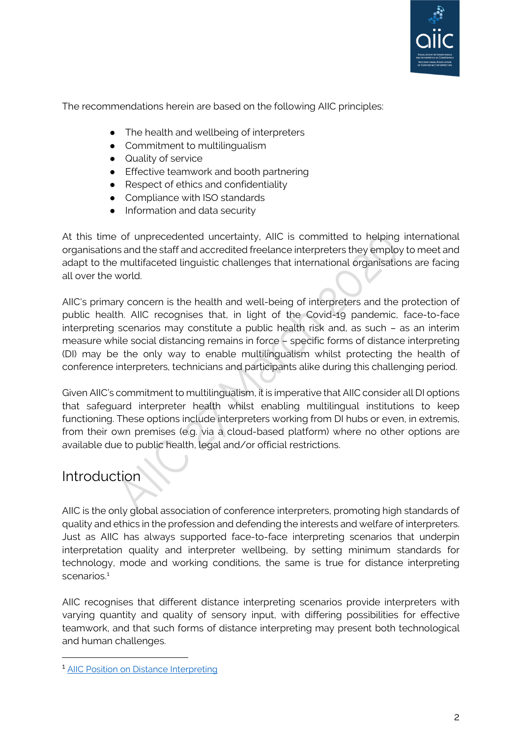The recommendations herein are based on the following AIIC principles:

- The health and wellbeing of interpreters
- Commitment to multilingualism
- Quality of service
- Effective teamwork and booth partnering
- Respect of ethics and confidentiality
- Compliance with ISO standards
- Information and data security

At this time of unprecedented uncertainty, AIIC is committed to helping international organisations and the staff and accredited freelance interpreters they employ to meet and adapt to the multifaceted linguistic challenges that international organisations are facing all over the world.

AIIC's primary concern is the health and well-being of interpreters and the protection of public health. AIIC recognises that, in light of the Covid-19 pandemic, face-to-face interpreting scenarios may constitute a public health risk and, as such – as an interim measure while social distancing remains in force – specific forms of distance interpreting (DI) may be the only way to enable multilingualism whilst protecting the health of conference interpreters, technicians and participants alike during this challenging period.

Given AIIC's commitment to multilingualism, it is imperative that AIIC consider all DI options that safeguard interpreter health whilst enabling multilingual institutions to keep functioning. These options include interpreters working from DI hubs or even, in extremis, from their own premises (e.g. via a cloud-based platform) where no other options are available due to public health, legal and/or official restrictions.

## Introduction

AIIC is the only global association of conference interpreters, promoting high standards of quality and ethics in the profession and defending the interests and welfare of interpreters. Just as AIIC has always supported face-to-face interpreting scenarios that underpin interpretation quality and interpreter wellbeing, by setting minimum standards for technology, mode and working conditions, the same is true for distance interpreting scenarios.[1]

AIIC recognises that different distance interpreting scenarios provide interpreters with varying quantity and quality of sensory input, with differing possibilities for effective teamwork, and that such forms of distance interpreting may present both technological and human challenges.

[1] AIIC Position on Distance Interpreting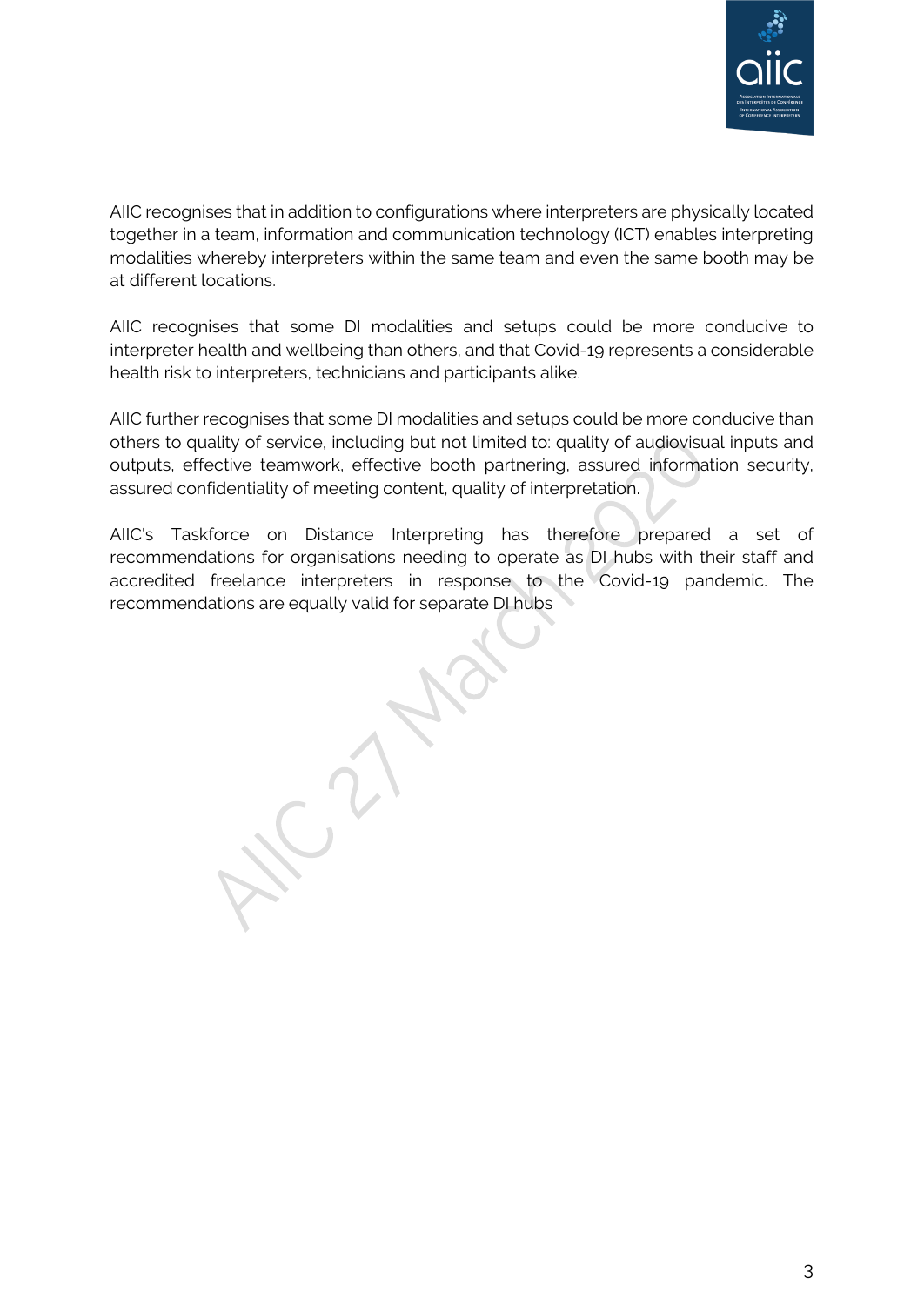AIIC recognises that in addition to configurations where interpreters are physically located together in a team, information and communication technology (ICT) enables interpreting modalities whereby interpreters within the same team and even the same booth may be at different locations.

AIIC recognises that some DI modalities and setups could be more conducive to interpreter health and wellbeing than others, and that Covid-19 represents a considerable health risk to interpreters, technicians and participants alike.

AIIC further recognises that some DI modalities and setups could be more conducive than others to quality of service, including but not limited to: quality of audiovisual inputs and outputs, effective teamwork, effective booth partnering, assured information security, assured confidentiality of meeting content, quality of interpretation.

AIIC's Taskforce on Distance Interpreting has therefore prepared a set of recommendations for organisations needing to operate as DI hubs with their staff and accredited freelance interpreters in response to the Covid-19 pandemic. The recommendations are equally valid for separate DI hubs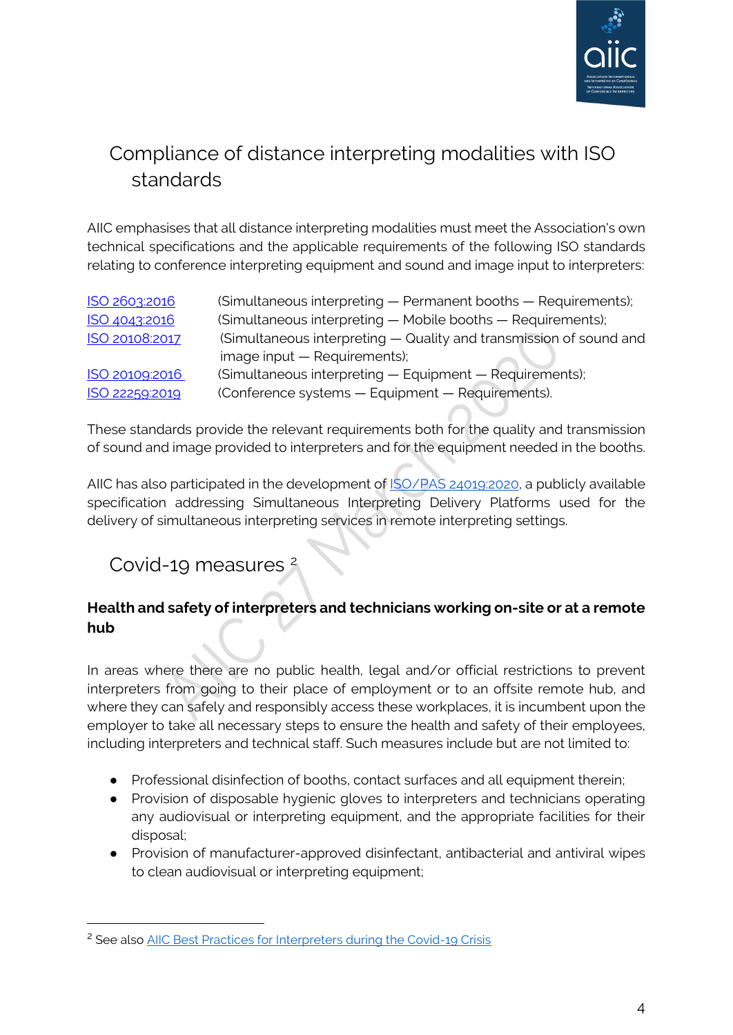## Compliance of distance interpreting modalities with ISO standards

AIIC emphasises that all distance interpreting modalities must meet the Association's own technical specifications and the applicable requirements of the following ISO standards relating to conference interpreting equipment and sound and image input to interpreters:

| | |
|---|---|
| [ISO 2603:2016](#) | (Simultaneous interpreting — Permanent booths — Requirements); |
| [ISO 4043:2016](#) | (Simultaneous interpreting — Mobile booths — Requirements); |
| [ISO 20108:2017](#) | (Simultaneous interpreting — Quality and transmission of sound and image input — Requirements); |
| [ISO 20109:2016](#) | (Simultaneous interpreting — Equipment — Requirements); |
| [ISO 22259:2019](#) | (Conference systems — Equipment — Requirements). |

These standards provide the relevant requirements both for the quality and transmission of sound and image provided to interpreters and for the equipment needed in the booths.

AIIC has also participated in the development of [ISO/PAS 24019:2020](#), a publicly available specification addressing Simultaneous Interpreting Delivery Platforms used for the delivery of simultaneous interpreting services in remote interpreting settings.

## Covid-19 measures [2]

**Health and safety of interpreters and technicians working on-site or at a remote hub**

In areas where there are no public health, legal and/or official restrictions to prevent interpreters from going to their place of employment or to an offsite remote hub, and where they can safely and responsibly access these workplaces, it is incumbent upon the employer to take all necessary steps to ensure the health and safety of their employees, including interpreters and technical staff. Such measures include but are not limited to:

- Professional disinfection of booths, contact surfaces and all equipment therein;
- Provision of disposable hygienic gloves to interpreters and technicians operating any audiovisual or interpreting equipment, and the appropriate facilities for their disposal;
- Provision of manufacturer-approved disinfectant, antibacterial and antiviral wipes to clean audiovisual or interpreting equipment;

[2] See also [AIIC Best Practices for Interpreters during the Covid-19 Crisis](#)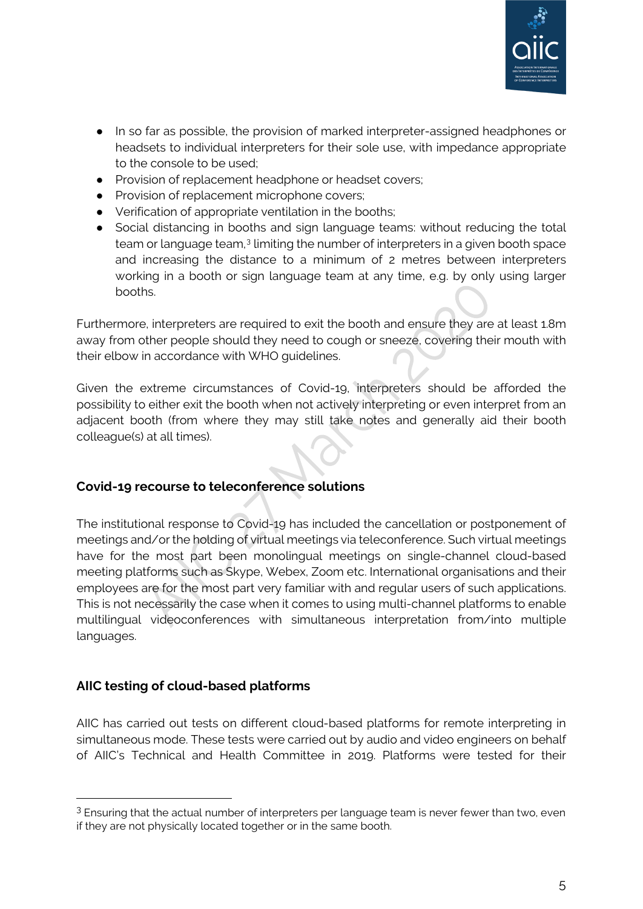- In so far as possible, the provision of marked interpreter-assigned headphones or headsets to individual interpreters for their sole use, with impedance appropriate to the console to be used;
- Provision of replacement headphone or headset covers;
- Provision of replacement microphone covers;
- Verification of appropriate ventilation in the booths;
- Social distancing in booths and sign language teams: without reducing the total team or language team,[3] limiting the number of interpreters in a given booth space and increasing the distance to a minimum of 2 metres between interpreters working in a booth or sign language team at any time, e.g. by only using larger booths.

Furthermore, interpreters are required to exit the booth and ensure they are at least 1.8m away from other people should they need to cough or sneeze, covering their mouth with their elbow in accordance with WHO guidelines.

Given the extreme circumstances of Covid-19, interpreters should be afforded the possibility to either exit the booth when not actively interpreting or even interpret from an adjacent booth (from where they may still take notes and generally aid their booth colleague(s) at all times).

### Covid-19 recourse to teleconference solutions

The institutional response to Covid-19 has included the cancellation or postponement of meetings and/or the holding of virtual meetings via teleconference. Such virtual meetings have for the most part been monolingual meetings on single-channel cloud-based meeting platforms such as Skype, Webex, Zoom etc. International organisations and their employees are for the most part very familiar with and regular users of such applications. This is not necessarily the case when it comes to using multi-channel platforms to enable multilingual videoconferences with simultaneous interpretation from/into multiple languages.

### AIIC testing of cloud-based platforms

AIIC has carried out tests on different cloud-based platforms for remote interpreting in simultaneous mode. These tests were carried out by audio and video engineers on behalf of AIIC's Technical and Health Committee in 2019. Platforms were tested for their

---

[3] Ensuring that the actual number of interpreters per language team is never fewer than two, even if they are not physically located together or in the same booth.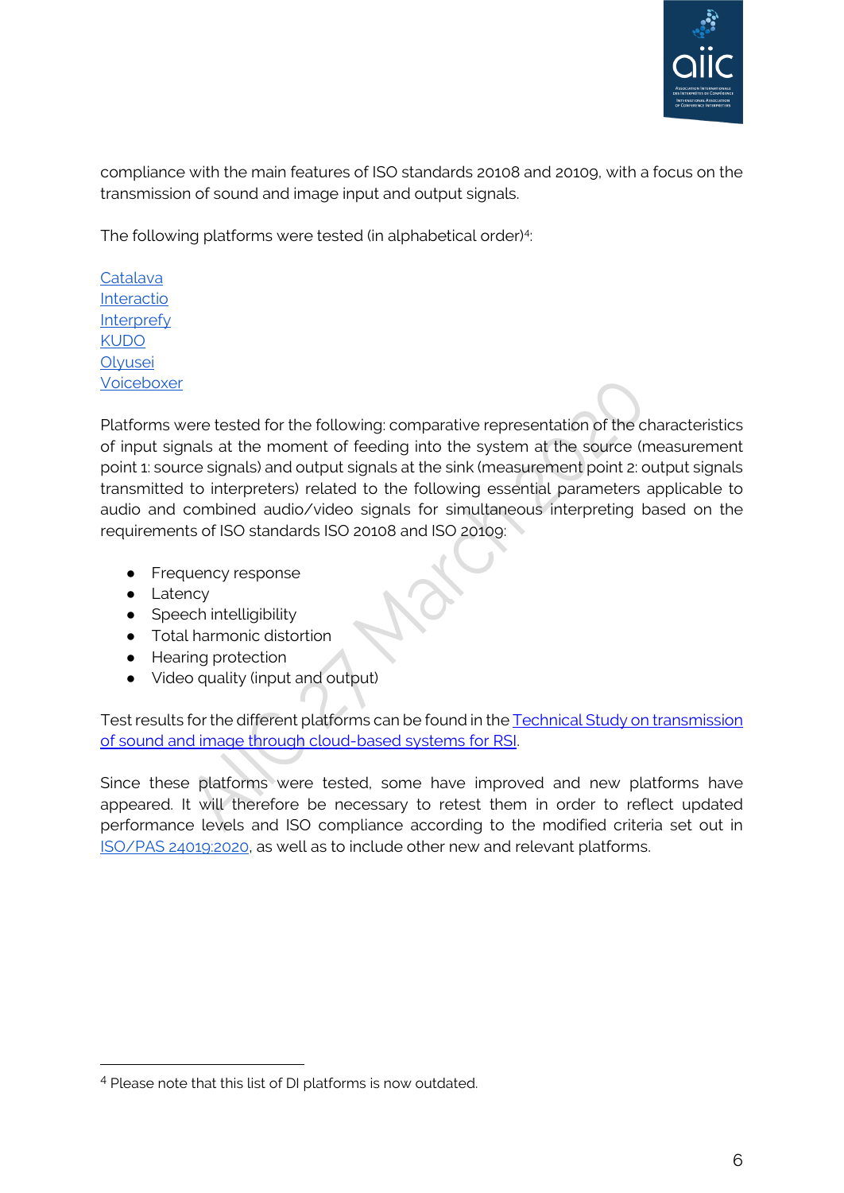compliance with the main features of ISO standards 20108 and 20109, with a focus on the transmission of sound and image input and output signals.

The following platforms were tested (in alphabetical order)[4]:

Catalava
Interactio
Interprefy
KUDO
Olyusei
Voiceboxer

Platforms were tested for the following: comparative representation of the characteristics of input signals at the moment of feeding into the system at the source (measurement point 1: source signals) and output signals at the sink (measurement point 2: output signals transmitted to interpreters) related to the following essential parameters applicable to audio and combined audio/video signals for simultaneous interpreting based on the requirements of ISO standards ISO 20108 and ISO 20109:

- Frequency response
- Latency
- Speech intelligibility
- Total harmonic distortion
- Hearing protection
- Video quality (input and output)

Test results for the different platforms can be found in the Technical Study on transmission of sound and image through cloud-based systems for RSI.

Since these platforms were tested, some have improved and new platforms have appeared. It will therefore be necessary to retest them in order to reflect updated performance levels and ISO compliance according to the modified criteria set out in ISO/PAS 24019:2020, as well as to include other new and relevant platforms.

[4] Please note that this list of DI platforms is now outdated.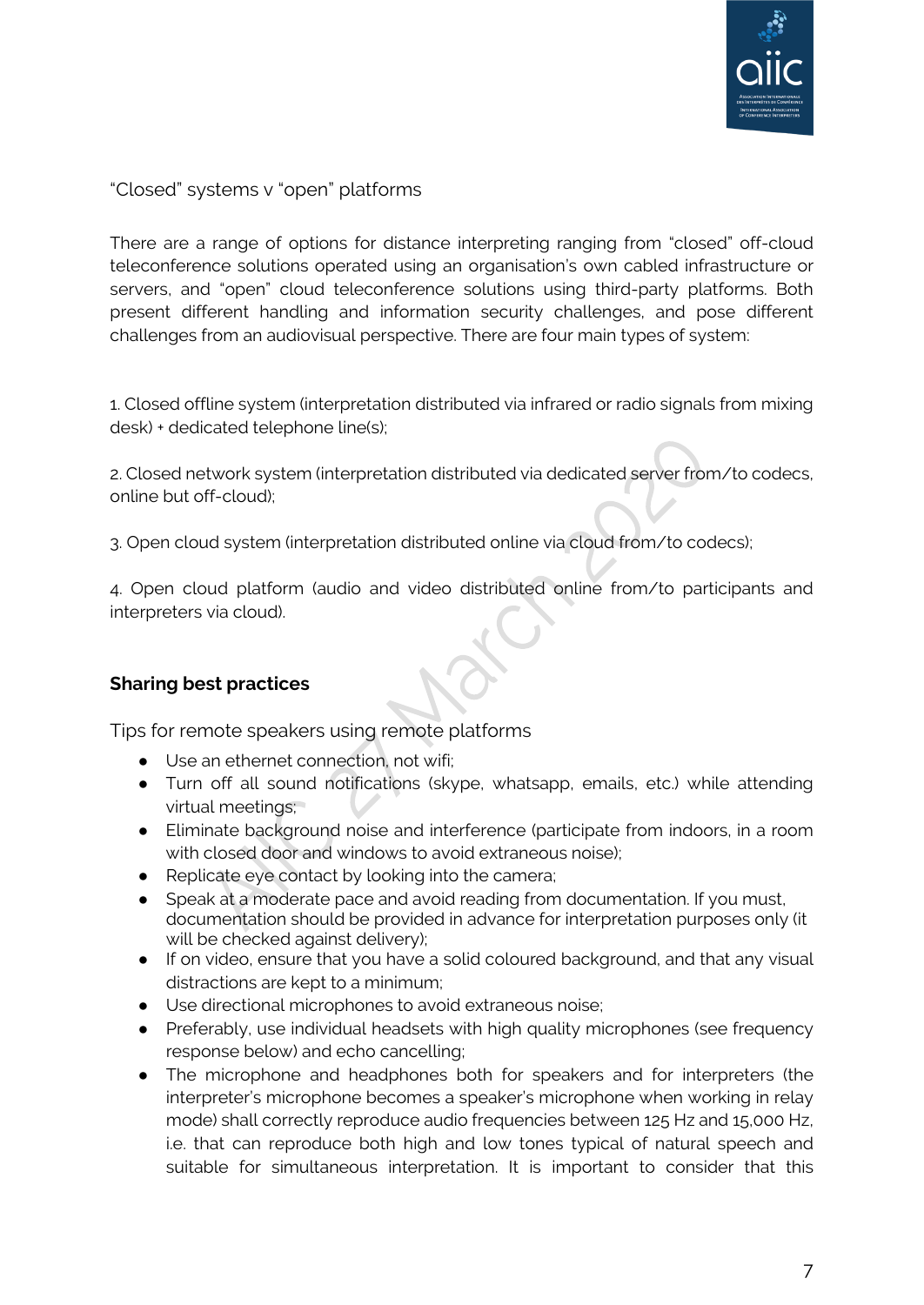"Closed" systems v "open" platforms

There are a range of options for distance interpreting ranging from "closed" off-cloud teleconference solutions operated using an organisation's own cabled infrastructure or servers, and "open" cloud teleconference solutions using third-party platforms. Both present different handling and information security challenges, and pose different challenges from an audiovisual perspective. There are four main types of system:

1. Closed offline system (interpretation distributed via infrared or radio signals from mixing desk) + dedicated telephone line(s);

2. Closed network system (interpretation distributed via dedicated server from/to codecs, online but off-cloud);

3. Open cloud system (interpretation distributed online via cloud from/to codecs);

4. Open cloud platform (audio and video distributed online from/to participants and interpreters via cloud).

## Sharing best practices

Tips for remote speakers using remote platforms

- Use an ethernet connection, not wifi;
- Turn off all sound notifications (skype, whatsapp, emails, etc.) while attending virtual meetings;
- Eliminate background noise and interference (participate from indoors, in a room with closed door and windows to avoid extraneous noise);
- Replicate eye contact by looking into the camera;
- Speak at a moderate pace and avoid reading from documentation. If you must, documentation should be provided in advance for interpretation purposes only (it will be checked against delivery);
- If on video, ensure that you have a solid coloured background, and that any visual distractions are kept to a minimum;
- Use directional microphones to avoid extraneous noise;
- Preferably, use individual headsets with high quality microphones (see frequency response below) and echo cancelling;
- The microphone and headphones both for speakers and for interpreters (the interpreter's microphone becomes a speaker's microphone when working in relay mode) shall correctly reproduce audio frequencies between 125 Hz and 15,000 Hz, i.e. that can reproduce both high and low tones typical of natural speech and suitable for simultaneous interpretation. It is important to consider that this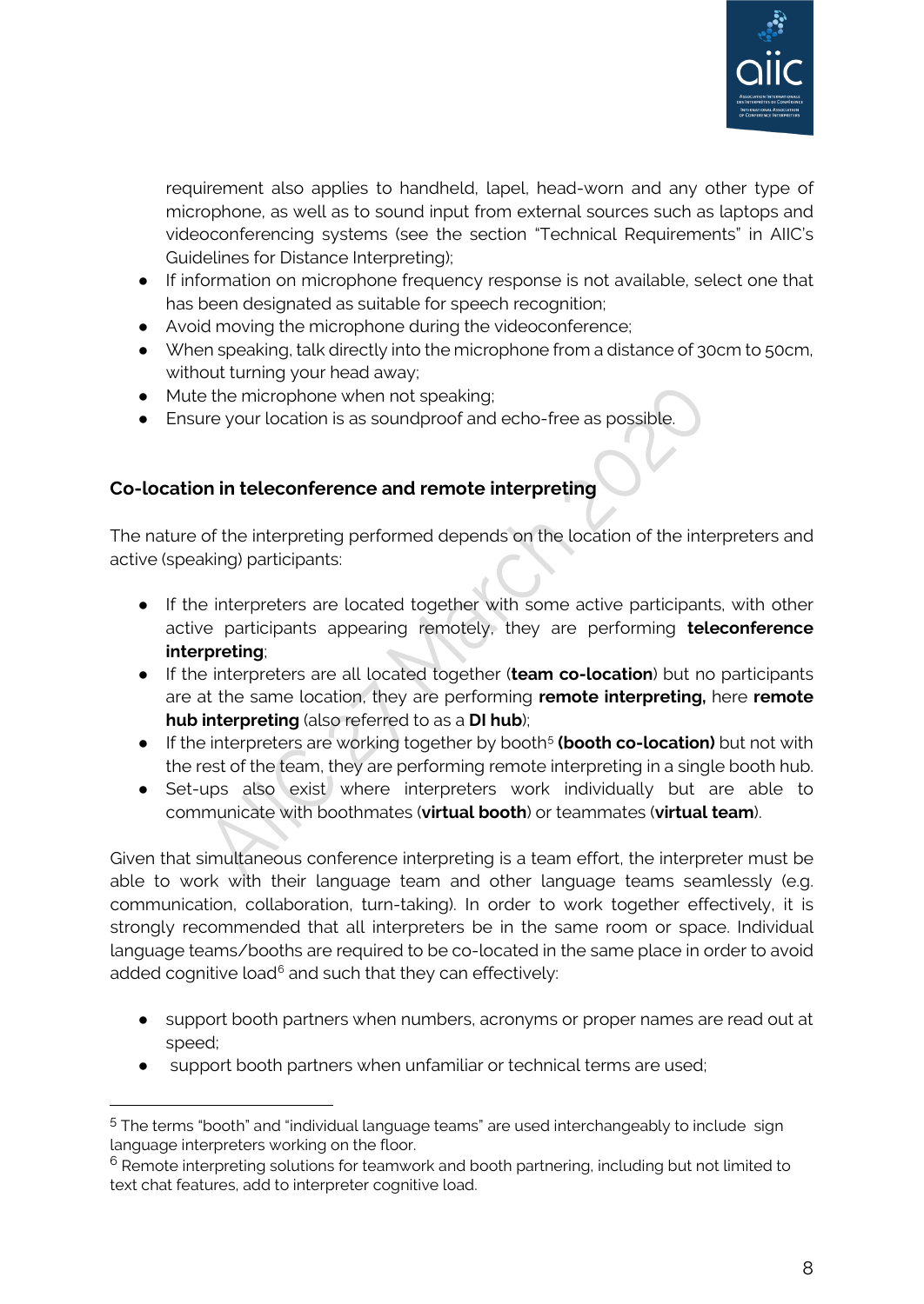requirement also applies to handheld, lapel, head-worn and any other type of microphone, as well as to sound input from external sources such as laptops and videoconferencing systems (see the section "Technical Requirements" in AIIC's Guidelines for Distance Interpreting);

- If information on microphone frequency response is not available, select one that has been designated as suitable for speech recognition;
- Avoid moving the microphone during the videoconference;
- When speaking, talk directly into the microphone from a distance of 30cm to 50cm, without turning your head away;
- Mute the microphone when not speaking;
- Ensure your location is as soundproof and echo-free as possible.

### Co-location in teleconference and remote interpreting

The nature of the interpreting performed depends on the location of the interpreters and active (speaking) participants:

- If the interpreters are located together with some active participants, with other active participants appearing remotely, they are performing **teleconference interpreting**;
- If the interpreters are all located together (**team co-location**) but no participants are at the same location, they are performing **remote interpreting,** here **remote hub interpreting** (also referred to as a **DI hub**);
- If the interpreters are working together by booth[5] **(booth co-location)** but not with the rest of the team, they are performing remote interpreting in a single booth hub.
- Set-ups also exist where interpreters work individually but are able to communicate with boothmates (**virtual booth**) or teammates (**virtual team**).

Given that simultaneous conference interpreting is a team effort, the interpreter must be able to work with their language team and other language teams seamlessly (e.g. communication, collaboration, turn-taking). In order to work together effectively, it is strongly recommended that all interpreters be in the same room or space. Individual language teams/booths are required to be co-located in the same place in order to avoid added cognitive load[6] and such that they can effectively:

- support booth partners when numbers, acronyms or proper names are read out at speed;
- support booth partners when unfamiliar or technical terms are used;

---

[5] The terms "booth" and "individual language teams" are used interchangeably to include sign language interpreters working on the floor.

[6] Remote interpreting solutions for teamwork and booth partnering, including but not limited to text chat features, add to interpreter cognitive load.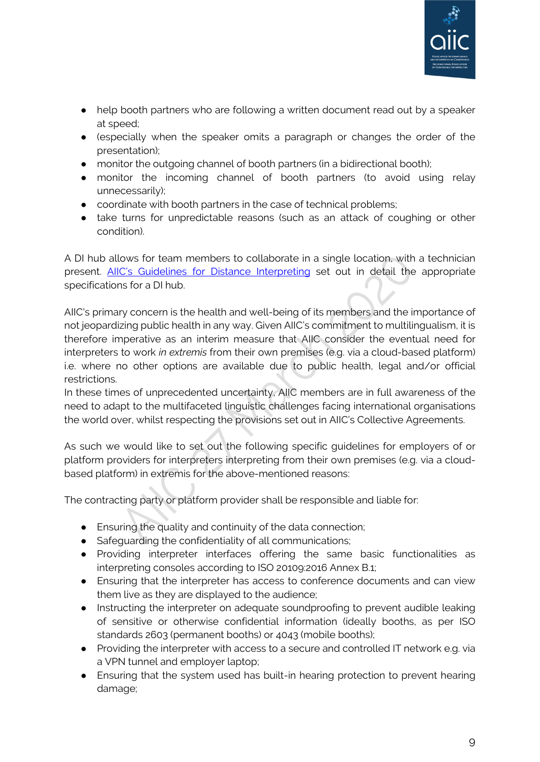- help booth partners who are following a written document read out by a speaker at speed;
- (especially when the speaker omits a paragraph or changes the order of the presentation);
- monitor the outgoing channel of booth partners (in a bidirectional booth);
- monitor the incoming channel of booth partners (to avoid using relay unnecessarily);
- coordinate with booth partners in the case of technical problems;
- take turns for unpredictable reasons (such as an attack of coughing or other condition).

A DI hub allows for team members to collaborate in a single location, with a technician present. AIIC's Guidelines for Distance Interpreting set out in detail the appropriate specifications for a DI hub.

AIIC's primary concern is the health and well-being of its members and the importance of not jeopardizing public health in any way. Given AIIC's commitment to multilingualism, it is therefore imperative as an interim measure that AIIC consider the eventual need for interpreters to work *in extremis* from their own premises (e.g. via a cloud-based platform) i.e. where no other options are available due to public health, legal and/or official restrictions.
In these times of unprecedented uncertainty, AIIC members are in full awareness of the need to adapt to the multifaceted linguistic challenges facing international organisations the world over, whilst respecting the provisions set out in AIIC's Collective Agreements.

As such we would like to set out the following specific guidelines for employers of or platform providers for interpreters interpreting from their own premises (e.g. via a cloud-based platform) in extremis for the above-mentioned reasons:

The contracting party or platform provider shall be responsible and liable for:

- Ensuring the quality and continuity of the data connection;
- Safeguarding the confidentiality of all communications;
- Providing interpreter interfaces offering the same basic functionalities as interpreting consoles according to ISO 20109:2016 Annex B.1;
- Ensuring that the interpreter has access to conference documents and can view them live as they are displayed to the audience;
- Instructing the interpreter on adequate soundproofing to prevent audible leaking of sensitive or otherwise confidential information (ideally booths, as per ISO standards 2603 (permanent booths) or 4043 (mobile booths);
- Providing the interpreter with access to a secure and controlled IT network e.g. via a VPN tunnel and employer laptop;
- Ensuring that the system used has built-in hearing protection to prevent hearing damage;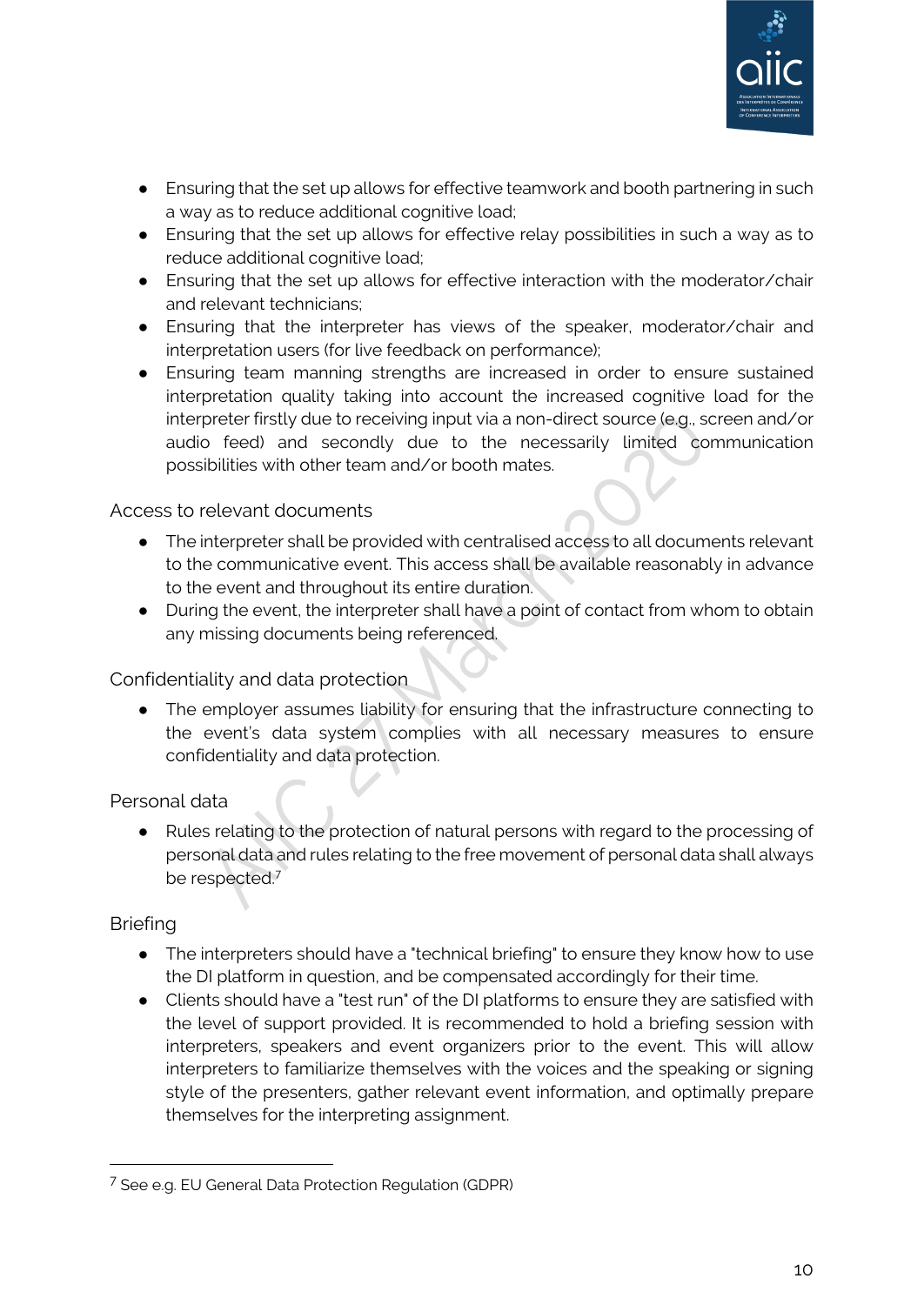- Ensuring that the set up allows for effective teamwork and booth partnering in such a way as to reduce additional cognitive load;
- Ensuring that the set up allows for effective relay possibilities in such a way as to reduce additional cognitive load;
- Ensuring that the set up allows for effective interaction with the moderator/chair and relevant technicians;
- Ensuring that the interpreter has views of the speaker, moderator/chair and interpretation users (for live feedback on performance);
- Ensuring team manning strengths are increased in order to ensure sustained interpretation quality taking into account the increased cognitive load for the interpreter firstly due to receiving input via a non-direct source (e.g., screen and/or audio feed) and secondly due to the necessarily limited communication possibilities with other team and/or booth mates.

### Access to relevant documents

- The interpreter shall be provided with centralised access to all documents relevant to the communicative event. This access shall be available reasonably in advance to the event and throughout its entire duration.
- During the event, the interpreter shall have a point of contact from whom to obtain any missing documents being referenced.

### Confidentiality and data protection

- The employer assumes liability for ensuring that the infrastructure connecting to the event's data system complies with all necessary measures to ensure confidentiality and data protection.

### Personal data

- Rules relating to the protection of natural persons with regard to the processing of personal data and rules relating to the free movement of personal data shall always be respected.[7]

### Briefing

- The interpreters should have a "technical briefing" to ensure they know how to use the DI platform in question, and be compensated accordingly for their time.
- Clients should have a "test run" of the DI platforms to ensure they are satisfied with the level of support provided. It is recommended to hold a briefing session with interpreters, speakers and event organizers prior to the event. This will allow interpreters to familiarize themselves with the voices and the speaking or signing style of the presenters, gather relevant event information, and optimally prepare themselves for the interpreting assignment.

---

[7] See e.g. EU General Data Protection Regulation (GDPR)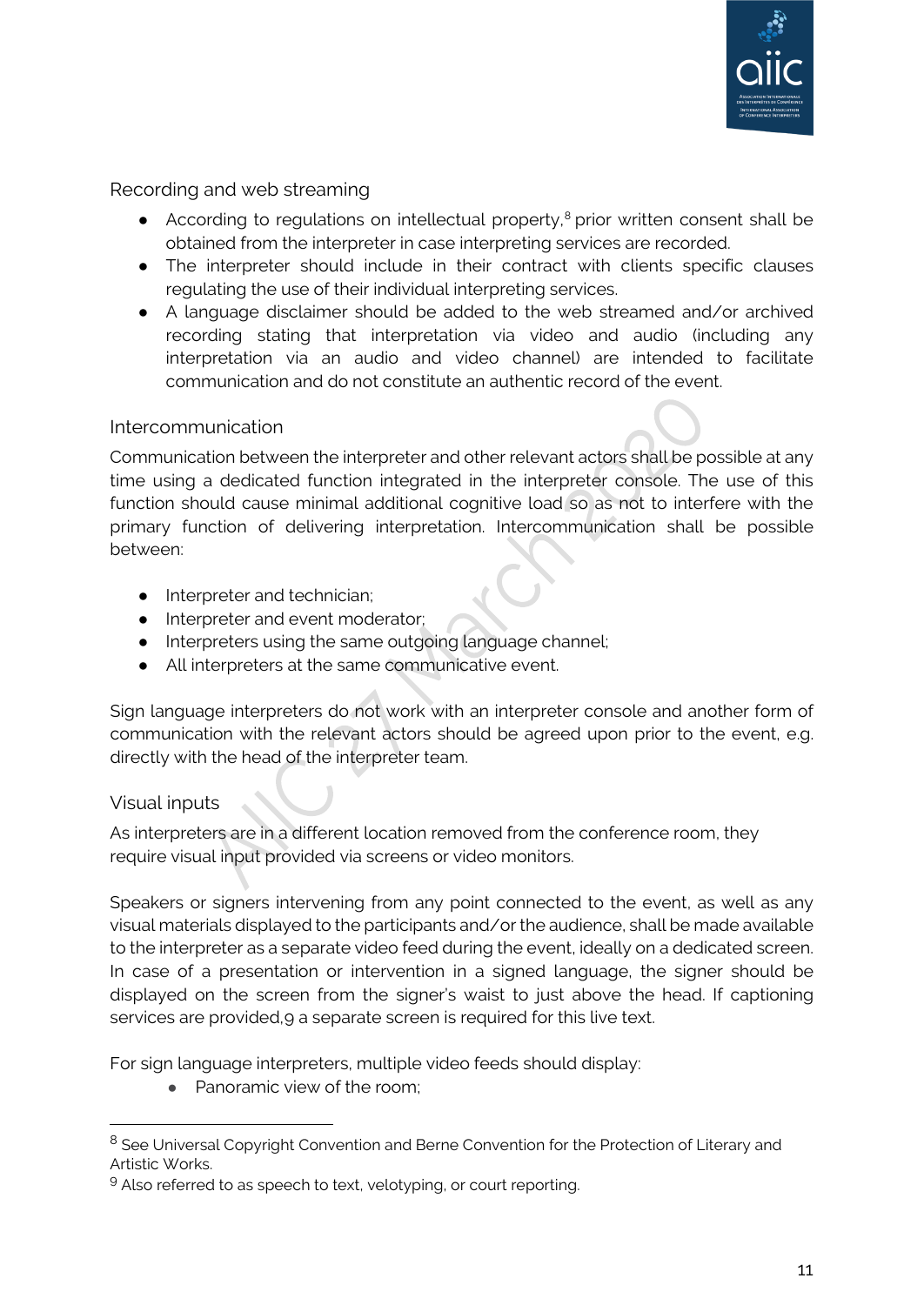## Recording and web streaming

- According to regulations on intellectual property,[8] prior written consent shall be obtained from the interpreter in case interpreting services are recorded.
- The interpreter should include in their contract with clients specific clauses regulating the use of their individual interpreting services.
- A language disclaimer should be added to the web streamed and/or archived recording stating that interpretation via video and audio (including any interpretation via an audio and video channel) are intended to facilitate communication and do not constitute an authentic record of the event.

## Intercommunication

Communication between the interpreter and other relevant actors shall be possible at any time using a dedicated function integrated in the interpreter console. The use of this function should cause minimal additional cognitive load so as not to interfere with the primary function of delivering interpretation. Intercommunication shall be possible between:

- Interpreter and technician;
- Interpreter and event moderator;
- Interpreters using the same outgoing language channel;
- All interpreters at the same communicative event.

Sign language interpreters do not work with an interpreter console and another form of communication with the relevant actors should be agreed upon prior to the event, e.g. directly with the head of the interpreter team.

## Visual inputs

As interpreters are in a different location removed from the conference room, they require visual input provided via screens or video monitors.

Speakers or signers intervening from any point connected to the event, as well as any visual materials displayed to the participants and/or the audience, shall be made available to the interpreter as a separate video feed during the event, ideally on a dedicated screen. In case of a presentation or intervention in a signed language, the signer should be displayed on the screen from the signer's waist to just above the head. If captioning services are provided,[9] a separate screen is required for this live text.

For sign language interpreters, multiple video feeds should display:

- Panoramic view of the room;

---

[8] See Universal Copyright Convention and Berne Convention for the Protection of Literary and Artistic Works.

[9] Also referred to as speech to text, velotyping, or court reporting.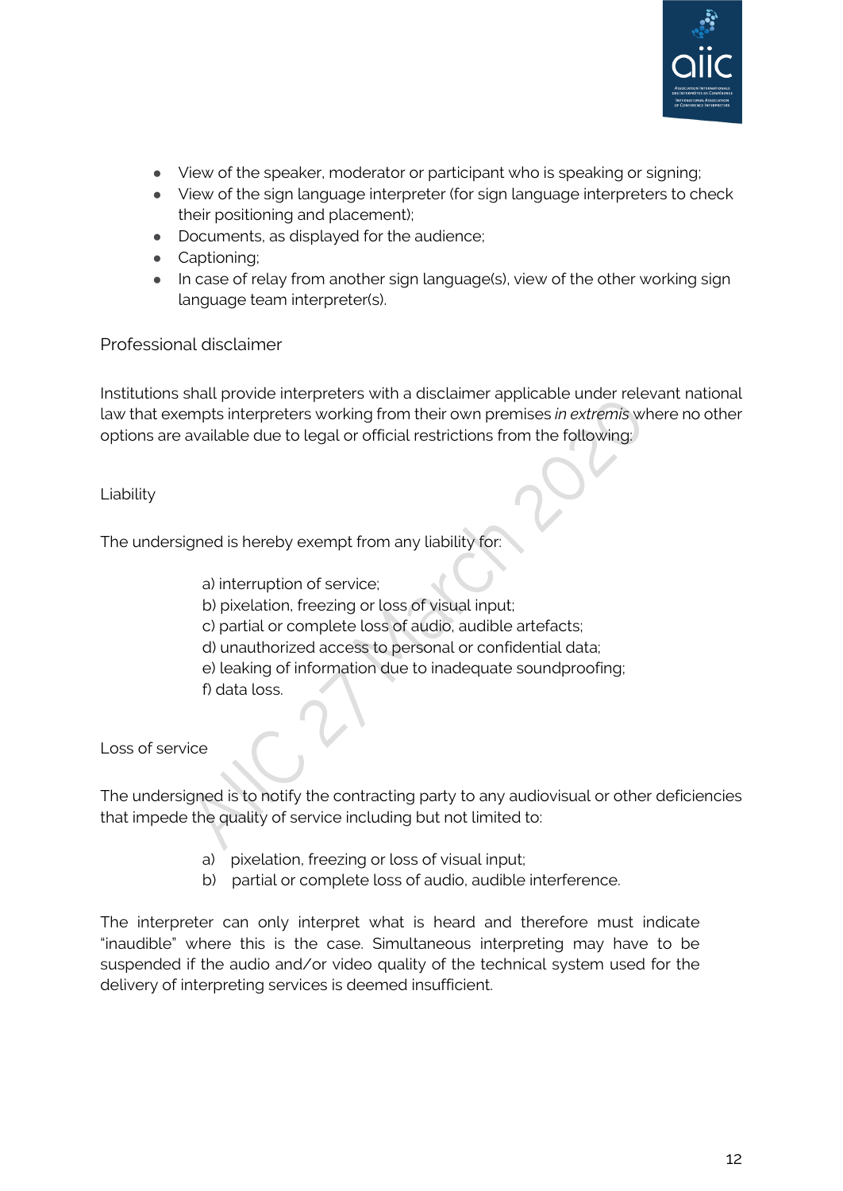- View of the speaker, moderator or participant who is speaking or signing;
- View of the sign language interpreter (for sign language interpreters to check their positioning and placement);
- Documents, as displayed for the audience;
- Captioning;
- In case of relay from another sign language(s), view of the other working sign language team interpreter(s).

## Professional disclaimer

Institutions shall provide interpreters with a disclaimer applicable under relevant national law that exempts interpreters working from their own premises *in extremis* where no other options are available due to legal or official restrictions from the following:

### Liability

The undersigned is hereby exempt from any liability for:

a) interruption of service;
b) pixelation, freezing or loss of visual input;
c) partial or complete loss of audio, audible artefacts;
d) unauthorized access to personal or confidential data;
e) leaking of information due to inadequate soundproofing;
f) data loss.

### Loss of service

The undersigned is to notify the contracting party to any audiovisual or other deficiencies that impede the quality of service including but not limited to:

a) pixelation, freezing or loss of visual input;
b) partial or complete loss of audio, audible interference.

The interpreter can only interpret what is heard and therefore must indicate "inaudible" where this is the case. Simultaneous interpreting may have to be suspended if the audio and/or video quality of the technical system used for the delivery of interpreting services is deemed insufficient.